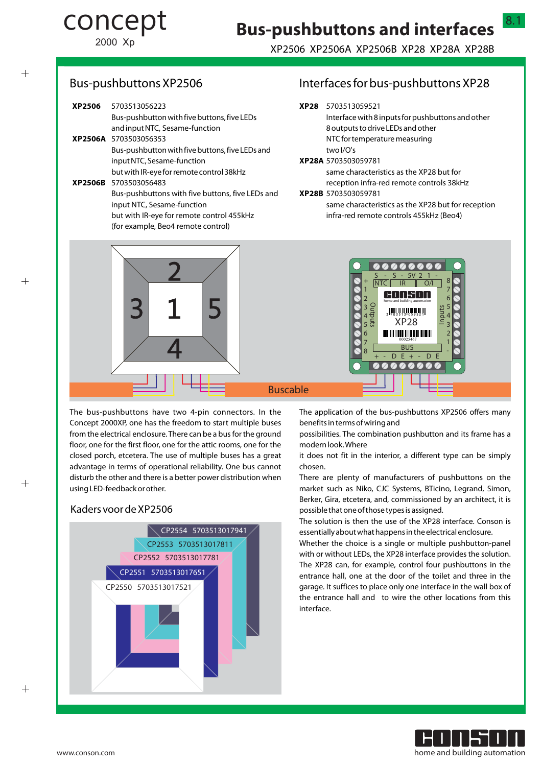# concept 2000 Xp

# Bus-pushbuttons and interfaces

XP2506 XP2506A XP2506B XP28 XP28A XP28B

## Bus-pushbuttons XP2506

**XP2506** 5703513056223
Bus-pushbutton with five buttons, five LEDs and input NTC, Sesame-function

**XP2506A** 5703503056353
Bus-pushbutton with five buttons, five LEDs and input NTC, Sesame-function but with IR-eye for remote control 38kHz

**XP2506B** 5703503056483
Bus-pushbuttons with five buttons, five LEDs and input NTC, Sesame-function but with IR-eye for remote control 455kHz (for example, Beo4 remote control)

## Interfaces for bus-pushbuttons XP28

**XP28** 5703513059521
Interface with 8 inputs for pushbuttons and other 8 outputs to drive LEDs and other NTC for temperature measuring two I/O's

**XP28A** 5703503059781
same characteristics as the XP28 but for reception infra-red remote controls 38kHz

**XP28B** 5703503059781
same characteristics as the XP28 but for reception infra-red remote controls 455kHz (Beo4)

Buscable

The bus-pushbuttons have two 4-pin connectors. In the Concept 2000XP, one has the freedom to start multiple buses from the electrical enclosure. There can be a bus for the ground floor, one for the first floor, one for the attic rooms, one for the closed porch, etcetera. The use of multiple buses has a great advantage in terms of operational reliability. One bus cannot disturb the other and there is a better power distribution when using LED-feedback or other.

## Kaders voor de XP2506

CP2554 5703513017941
CP2553 5703513017811
CP2552 5703513017781
CP2551 5703513017651
CP2550 5703513017521

The application of the bus-pushbuttons XP2506 offers many benefits in terms of wiring and possibilities. The combination pushbutton and its frame has a modern look. Where it does not fit in the interior, a different type can be simply chosen.

There are plenty of manufacturers of pushbuttons on the market such as Niko, CJC Systems, BTicino, Legrand, Simon, Berker, Gira, etcetera, and, commissioned by an architect, it is possible that one of those types is assigned.

The solution is then the use of the XP28 interface. Conson is essentially about what happens in the electrical enclosure.

Whether the choice is a single or multiple pushbutton-panel with or without LEDs, the XP28 interface provides the solution. The XP28 can, for example, control four pushbuttons in the entrance hall, one at the door of the toilet and three in the garage. It suffices to place only one interface in the wall box of the entrance hall and to wire the other locations from this interface.

www.conson.com

home and building automation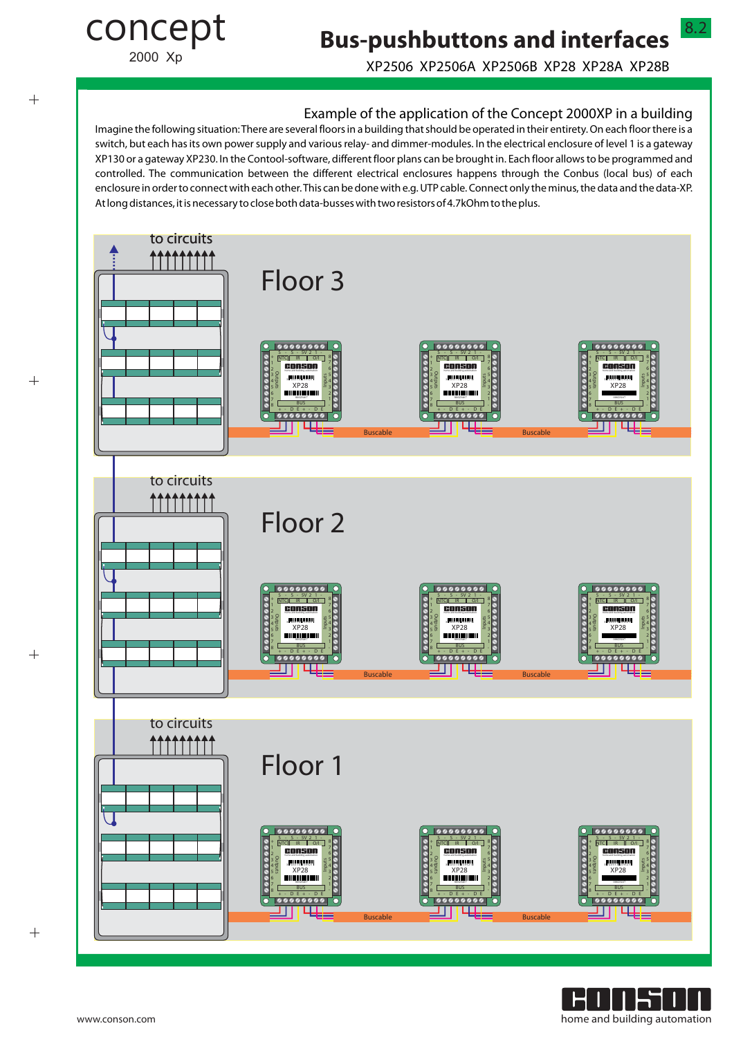## Example of the application of the Concept 2000XP in a building

Imagine the following situation: There are several floors in a building that should be operated in their entirety. On each floor there is a switch, but each has its own power supply and various relay- and dimmer-modules. In the electrical enclosure of level 1 is a gateway XP130 or a gateway XP230. In the Contool-software, different floor plans can be brought in. Each floor allows to be programmed and controlled. The communication between the different electrical enclosures happens through the Conbus (local bus) of each enclosure in order to connect with each other. This can be done with e.g. UTP cable. Connect only the minus, the data and the data-XP. At long distances, it is necessary to close both data-busses with two resistors of 4.7kOhm to the plus.

to circuits

Floor 3

Buscable

Buscable

to circuits

Floor 2

Buscable

Buscable

to circuits

Floor 1

Buscable

Buscable

www.conson.com

home and building automation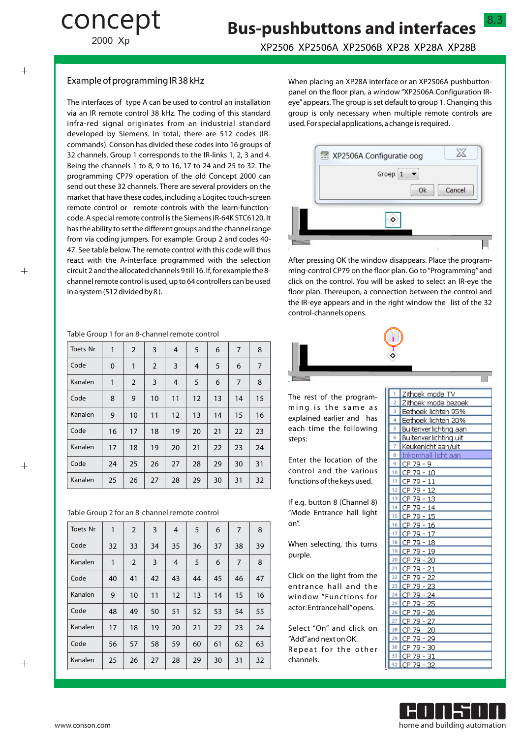## Example of programming IR 38 kHz

The interfaces of type A can be used to control an installation via an IR remote control 38 kHz. The coding of this standard infra-red signal originates from an industrial standard developed by Siemens. In total, there are 512 codes (IR-commands). Conson has divided these codes into 16 groups of 32 channels. Group 1 corresponds to the IR-links 1, 2, 3 and 4. Being the channels 1 to 8, 9 to 16, 17 to 24 and 25 to 32. The programming CP79 operation of the old Concept 2000 can send out these 32 channels. There are several providers on the market that have these codes, including a Logitec touch-screen remote control or remote controls with the learn-function-code. A special remote control is the Siemens IR-64K STC6120. It has the ability to set the different groups and the channel range from via coding jumpers. For example: Group 2 and codes 40-47. See table below. The remote control with this code will thus react with the A-interface programmed with the selection circuit 2 and the allocated channels 9 till 16. If, for example the 8-channel remote control is used, up to 64 controllers can be used in a system (512 divided by 8).

Table Group 1 for an 8-channel remote control

| Toets Nr | 1 | 2 | 3 | 4 | 5 | 6 | 7 | 8 |
|---|---|---|---|---|---|---|---|---|
| Code | 0 | 1 | 2 | 3 | 4 | 5 | 6 | 7 |
| Kanalen | 1 | 2 | 3 | 4 | 5 | 6 | 7 | 8 |
| Code | 8 | 9 | 10 | 11 | 12 | 13 | 14 | 15 |
| Kanalen | 9 | 10 | 11 | 12 | 13 | 14 | 15 | 16 |
| Code | 16 | 17 | 18 | 19 | 20 | 21 | 22 | 23 |
| Kanalen | 17 | 18 | 19 | 20 | 21 | 22 | 23 | 24 |
| Code | 24 | 25 | 26 | 27 | 28 | 29 | 30 | 31 |
| Kanalen | 25 | 26 | 27 | 28 | 29 | 30 | 31 | 32 |

Table Group 2 for an 8-channel remote control

| Toets Nr | 1 | 2 | 3 | 4 | 5 | 6 | 7 | 8 |
|---|---|---|---|---|---|---|---|---|
| Code | 32 | 33 | 34 | 35 | 36 | 37 | 38 | 39 |
| Kanalen | 1 | 2 | 3 | 4 | 5 | 6 | 7 | 8 |
| Code | 40 | 41 | 42 | 43 | 44 | 45 | 46 | 47 |
| Kanalen | 9 | 10 | 11 | 12 | 13 | 14 | 15 | 16 |
| Code | 48 | 49 | 50 | 51 | 52 | 53 | 54 | 55 |
| Kanalen | 17 | 18 | 19 | 20 | 21 | 22 | 23 | 24 |
| Code | 56 | 57 | 58 | 59 | 60 | 61 | 62 | 63 |
| Kanalen | 25 | 26 | 27 | 28 | 29 | 30 | 31 | 32 |

When placing an XP28A interface or an XP2506A pushbutton-panel on the floor plan, a window "XP2506A Configuration IR-eye" appears. The group is set default to group 1. Changing this group is only necessary when multiple remote controls are used. For special applications, a change is required.

XP2506A Configuratie oog — Groep 1 — Ok — Cancel

After pressing OK the window disappears. Place the programming-control CP79 on the floor plan. Go to "Programming" and click on the control. You will be asked to select an IR-eye the floor plan. Thereupon, a connection between the control and the IR-eye appears and in the right window the list of the 32 control-channels opens.

The rest of the programming is the same as explained earlier and has each time the following steps:

Enter the location of the control and the various functions of the keys used.

If e.g. button 8 (Channel 8) "Mode Entrance hall light on".

When selecting, this turns purple.

Click on the light from the entrance hall and the window "Functions for actor: Entrance hall" opens.

Select "On" and click on "Add" and next on OK. Repeat for the other channels.

| | |
|---|---|
| 1 | Zithoek mode TV |
| 2 | Zithoek mode bezoek |
| 3 | Eethoek lichten 95% |
| 4 | Eethoek lichten 20% |
| 5 | Buitenverlichting aan |
| 6 | Buitenverlichting uit |
| 7 | Keukenlcht aan/uit |
| 8 | Inkomhall licht aan |
| 9 | CP 79 - 9 |
| 10 | CP 79 - 10 |
| 11 | CP 79 - 11 |
| 12 | CP 79 - 12 |
| 13 | CP 79 - 13 |
| 14 | CP 79 - 14 |
| 15 | CP 79 - 15 |
| 16 | CP 79 - 16 |
| 17 | CP 79 - 17 |
| 18 | CP 79 - 18 |
| 19 | CP 79 - 19 |
| 20 | CP 79 - 20 |
| 21 | CP 79 - 21 |
| 22 | CP 79 - 22 |
| 23 | CP 79 - 23 |
| 24 | CP 79 - 24 |
| 25 | CP 79 - 25 |
| 26 | CP 79 - 26 |
| 27 | CP 79 - 27 |
| 28 | CP 79 - 28 |
| 29 | CP 79 - 29 |
| 30 | CP 79 - 30 |
| 31 | CP 79 - 31 |
| 32 | CP 79 - 32 |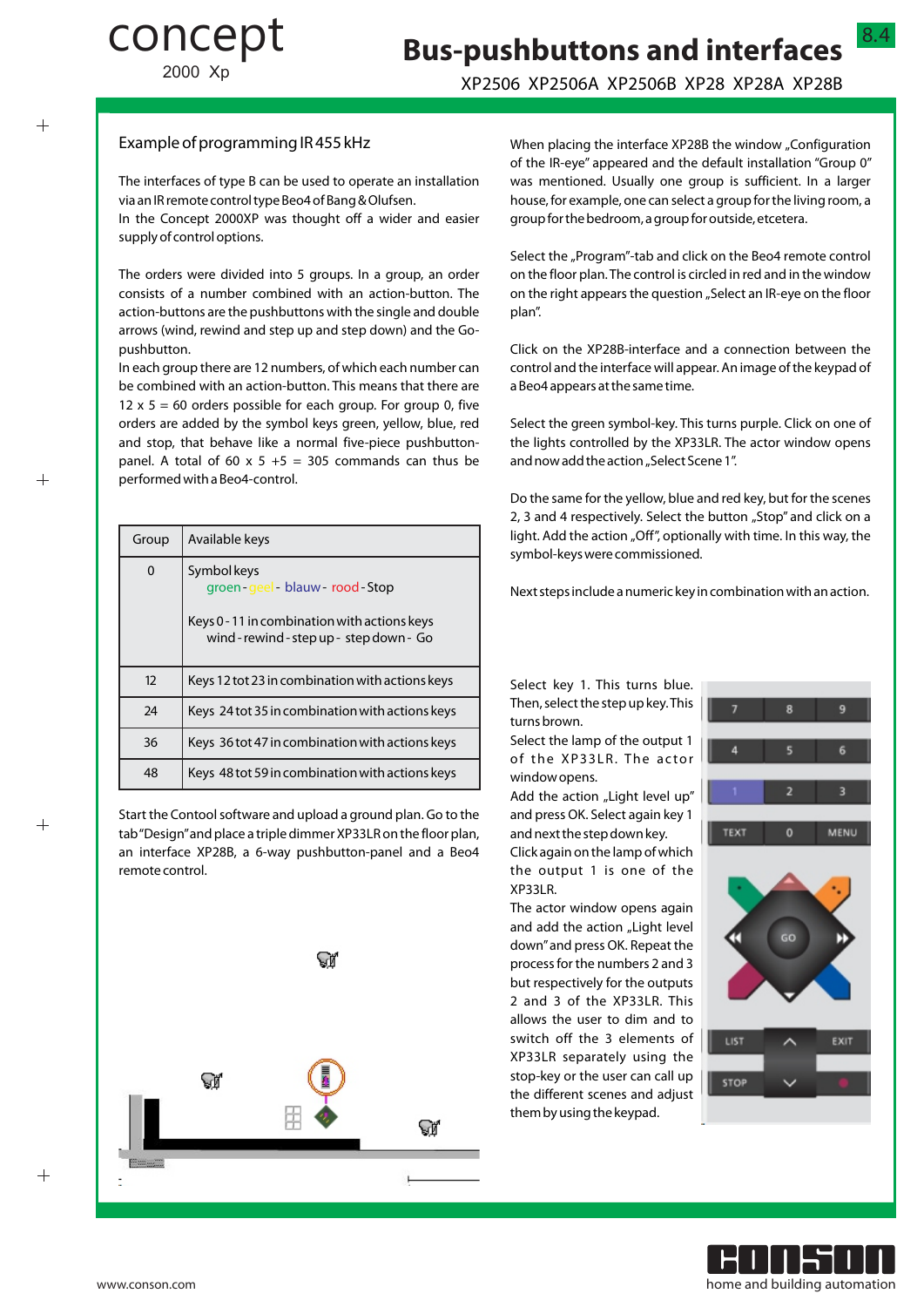## Example of programming IR 455 kHz

The interfaces of type B can be used to operate an installation via an IR remote control type Beo4 of Bang & Olufsen.
In the Concept 2000XP was thought off a wider and easier supply of control options.

The orders were divided into 5 groups. In a group, an order consists of a number combined with an action-button. The action-buttons are the pushbuttons with the single and double arrows (wind, rewind and step up and step down) and the Go-pushbutton.
In each group there are 12 numbers, of which each number can be combined with an action-button. This means that there are 12 x 5 = 60 orders possible for each group. For group 0, five orders are added by the symbol keys green, yellow, blue, red and stop, that behave like a normal five-piece pushbutton-panel. A total of 60 x 5 +5 = 305 commands can thus be performed with a Beo4-control.

| Group | Available keys |
|---|---|
| 0 | Symbol keys<br>groen - geel - blauw - rood - Stop<br><br>Keys 0 - 11 in combination with actions keys<br>wind - rewind - step up - step down - Go |
| 12 | Keys 12 tot 23 in combination with actions keys |
| 24 | Keys 24 tot 35 in combination with actions keys |
| 36 | Keys 36 tot 47 in combination with actions keys |
| 48 | Keys 48 tot 59 in combination with actions keys |

Start the Contool software and upload a ground plan. Go to the tab "Design" and place a triple dimmer XP33LR on the floor plan, an interface XP28B, a 6-way pushbutton-panel and a Beo4 remote control.

When placing the interface XP28B the window „Configuration of the IR-eye" appeared and the default installation "Group 0" was mentioned. Usually one group is sufficient. In a larger house, for example, one can select a group for the living room, a group for the bedroom, a group for outside, etcetera.

Select the „Program"-tab and click on the Beo4 remote control on the floor plan. The control is circled in red and in the window on the right appears the question „Select an IR-eye on the floor plan".

Click on the XP28B-interface and a connection between the control and the interface will appear. An image of the keypad of a Beo4 appears at the same time.

Select the green symbol-key. This turns purple. Click on one of the lights controlled by the XP33LR. The actor window opens and now add the action „Select Scene 1".

Do the same for the yellow, blue and red key, but for the scenes 2, 3 and 4 respectively. Select the button „Stop" and click on a light. Add the action „Off", optionally with time. In this way, the symbol-keys were commissioned.

Next steps include a numeric key in combination with an action.

Select key 1. This turns blue. Then, select the step up key. This turns brown.
Select the lamp of the output 1 of the XP33LR. The actor window opens.
Add the action „Light level up" and press OK. Select again key 1 and next the step down key.
Click again on the lamp of which the output 1 is one of the XP33LR.
The actor window opens again and add the action „Light level down" and press OK. Repeat the process for the numbers 2 and 3 but for respectively the outputs 2 and 3 of the XP33LR. This allows the user to dim and to switch off the 3 elements of XP33LR separately using the stop-key or the user can call up the different scenes and adjust them by using the keypad.